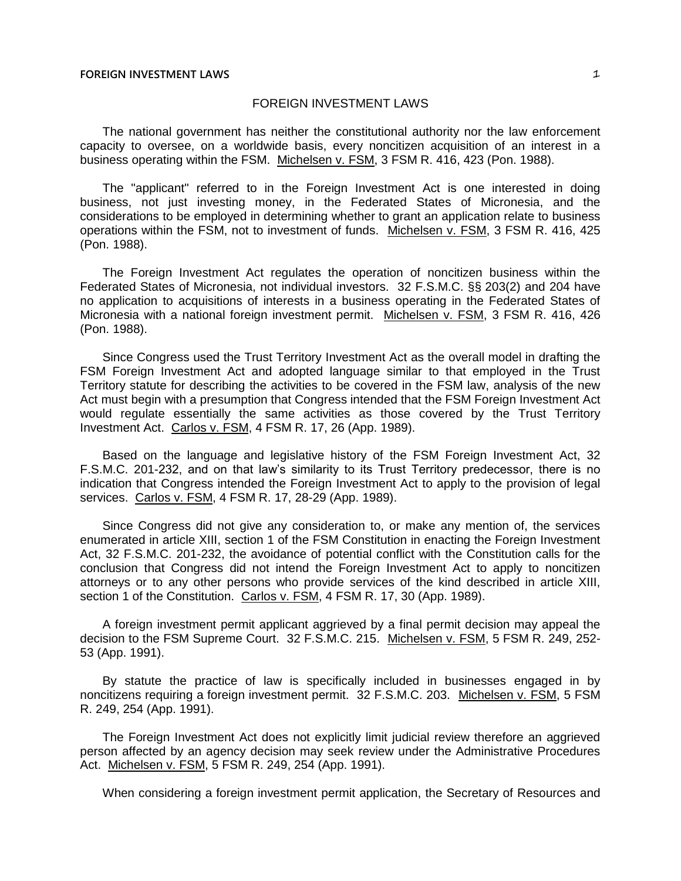# FOREIGN INVESTMENT LAWS

The national government has neither the constitutional authority nor the law enforcement capacity to oversee, on a worldwide basis, every noncitizen acquisition of an interest in a business operating within the FSM. Michelsen v. FSM, 3 FSM R. 416, 423 (Pon. 1988).

The "applicant" referred to in the Foreign Investment Act is one interested in doing business, not just investing money, in the Federated States of Micronesia, and the considerations to be employed in determining whether to grant an application relate to business operations within the FSM, not to investment of funds. Michelsen v. FSM, 3 FSM R. 416, 425 (Pon. 1988).

The Foreign Investment Act regulates the operation of noncitizen business within the Federated States of Micronesia, not individual investors. 32 F.S.M.C. §§ 203(2) and 204 have no application to acquisitions of interests in a business operating in the Federated States of Micronesia with a national foreign investment permit. Michelsen v. FSM, 3 FSM R. 416, 426 (Pon. 1988).

Since Congress used the Trust Territory Investment Act as the overall model in drafting the FSM Foreign Investment Act and adopted language similar to that employed in the Trust Territory statute for describing the activities to be covered in the FSM law, analysis of the new Act must begin with a presumption that Congress intended that the FSM Foreign Investment Act would regulate essentially the same activities as those covered by the Trust Territory Investment Act. Carlos v. FSM, 4 FSM R. 17, 26 (App. 1989).

Based on the language and legislative history of the FSM Foreign Investment Act, 32 F.S.M.C. 201-232, and on that law's similarity to its Trust Territory predecessor, there is no indication that Congress intended the Foreign Investment Act to apply to the provision of legal services. Carlos v. FSM, 4 FSM R. 17, 28-29 (App. 1989).

Since Congress did not give any consideration to, or make any mention of, the services enumerated in article XIII, section 1 of the FSM Constitution in enacting the Foreign Investment Act, 32 F.S.M.C. 201-232, the avoidance of potential conflict with the Constitution calls for the conclusion that Congress did not intend the Foreign Investment Act to apply to noncitizen attorneys or to any other persons who provide services of the kind described in article XIII, section 1 of the Constitution. Carlos v. FSM, 4 FSM R. 17, 30 (App. 1989).

A foreign investment permit applicant aggrieved by a final permit decision may appeal the decision to the FSM Supreme Court. 32 F.S.M.C. 215. Michelsen v. FSM, 5 FSM R. 249, 252-53 (App. 1991).

By statute the practice of law is specifically included in businesses engaged in by noncitizens requiring a foreign investment permit. 32 F.S.M.C. 203. Michelsen v. FSM, 5 FSM R. 249, 254 (App. 1991).

The Foreign Investment Act does not explicitly limit judicial review therefore an aggrieved person affected by an agency decision may seek review under the Administrative Procedures Act. Michelsen v. FSM, 5 FSM R. 249, 254 (App. 1991).

When considering a foreign investment permit application, the Secretary of Resources and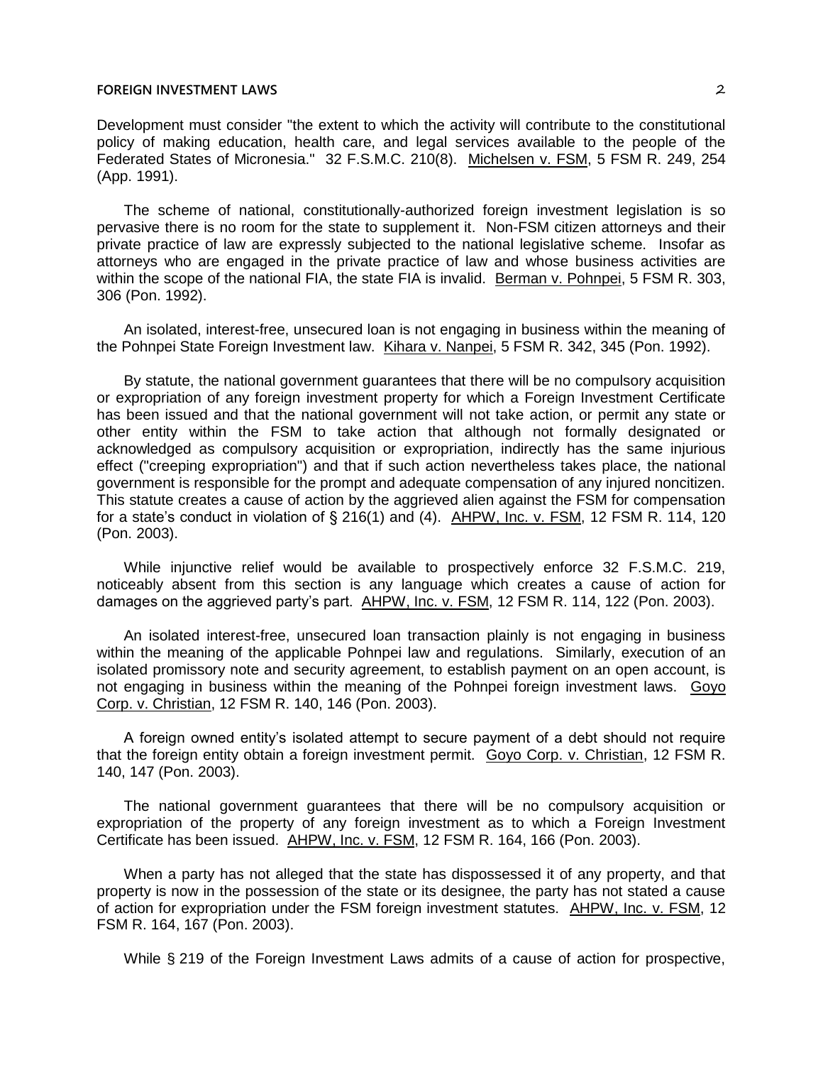Development must consider "the extent to which the activity will contribute to the constitutional policy of making education, health care, and legal services available to the people of the Federated States of Micronesia." 32 F.S.M.C. 210(8). Michelsen v. FSM, 5 FSM R. 249, 254 (App. 1991).

The scheme of national, constitutionally-authorized foreign investment legislation is so pervasive there is no room for the state to supplement it. Non-FSM citizen attorneys and their private practice of law are expressly subjected to the national legislative scheme. Insofar as attorneys who are engaged in the private practice of law and whose business activities are within the scope of the national FIA, the state FIA is invalid. Berman v. Pohnpei, 5 FSM R. 303, 306 (Pon. 1992).

An isolated, interest-free, unsecured loan is not engaging in business within the meaning of the Pohnpei State Foreign Investment law. Kihara v. Nanpei, 5 FSM R. 342, 345 (Pon. 1992).

By statute, the national government guarantees that there will be no compulsory acquisition or expropriation of any foreign investment property for which a Foreign Investment Certificate has been issued and that the national government will not take action, or permit any state or other entity within the FSM to take action that although not formally designated or acknowledged as compulsory acquisition or expropriation, indirectly has the same injurious effect ("creeping expropriation") and that if such action nevertheless takes place, the national government is responsible for the prompt and adequate compensation of any injured noncitizen. This statute creates a cause of action by the aggrieved alien against the FSM for compensation for a state's conduct in violation of § 216(1) and (4). AHPW, Inc. v. FSM, 12 FSM R. 114, 120 (Pon. 2003).

While injunctive relief would be available to prospectively enforce 32 F.S.M.C. 219, noticeably absent from this section is any language which creates a cause of action for damages on the aggrieved party's part. AHPW, Inc. v. FSM, 12 FSM R. 114, 122 (Pon. 2003).

An isolated interest-free, unsecured loan transaction plainly is not engaging in business within the meaning of the applicable Pohnpei law and regulations. Similarly, execution of an isolated promissory note and security agreement, to establish payment on an open account, is not engaging in business within the meaning of the Pohnpei foreign investment laws. Goyo Corp. v. Christian, 12 FSM R. 140, 146 (Pon. 2003).

A foreign owned entity's isolated attempt to secure payment of a debt should not require that the foreign entity obtain a foreign investment permit. Goyo Corp. v. Christian, 12 FSM R. 140, 147 (Pon. 2003).

The national government guarantees that there will be no compulsory acquisition or expropriation of the property of any foreign investment as to which a Foreign Investment Certificate has been issued. AHPW, Inc. v. FSM, 12 FSM R. 164, 166 (Pon. 2003).

When a party has not alleged that the state has dispossessed it of any property, and that property is now in the possession of the state or its designee, the party has not stated a cause of action for expropriation under the FSM foreign investment statutes. AHPW, Inc. v. FSM, 12 FSM R. 164, 167 (Pon. 2003).

While § 219 of the Foreign Investment Laws admits of a cause of action for prospective,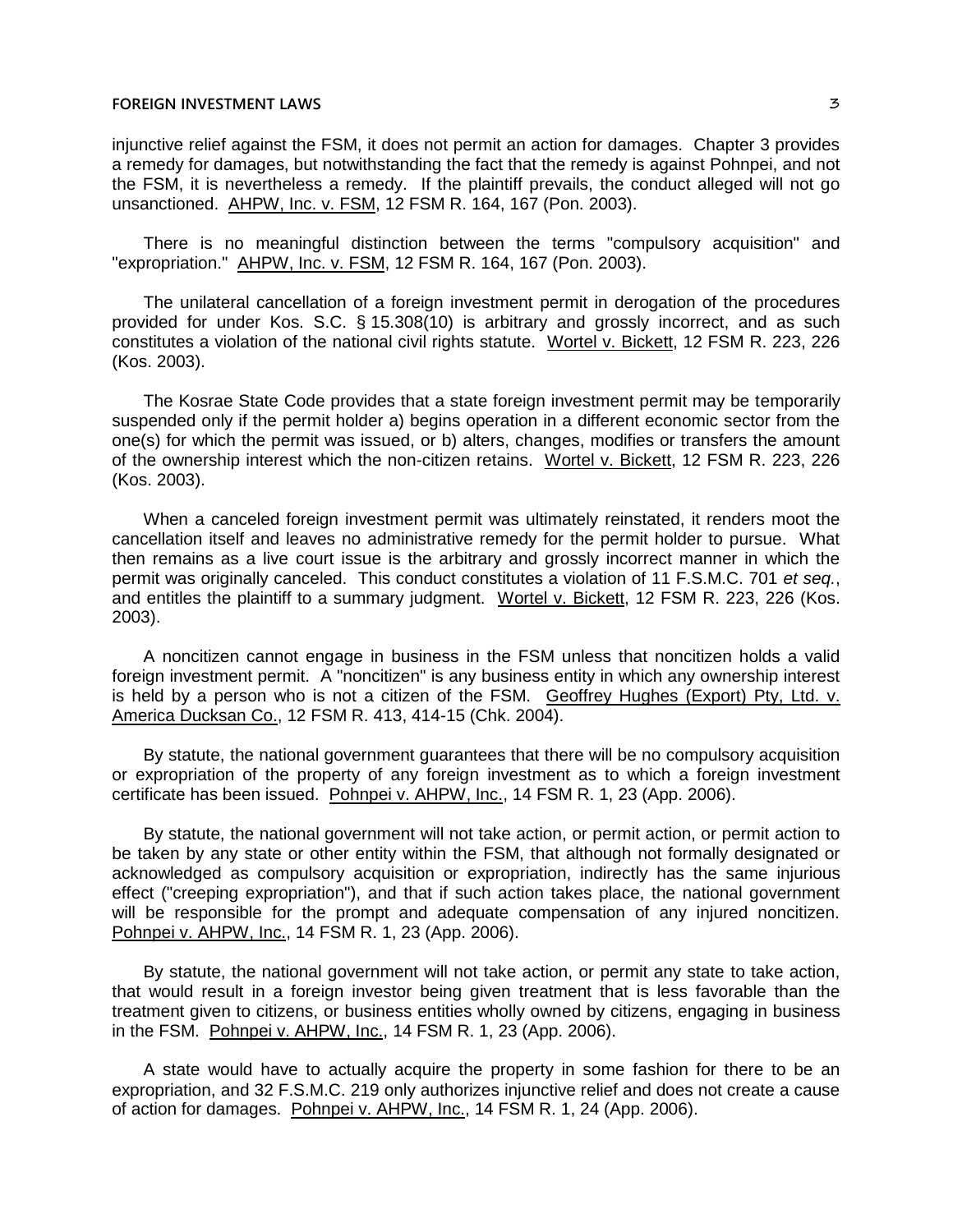injunctive relief against the FSM, it does not permit an action for damages. Chapter 3 provides a remedy for damages, but notwithstanding the fact that the remedy is against Pohnpei, and not the FSM, it is nevertheless a remedy. If the plaintiff prevails, the conduct alleged will not go unsanctioned. AHPW, Inc. v. FSM, 12 FSM R. 164, 167 (Pon. 2003).

There is no meaningful distinction between the terms "compulsory acquisition" and "expropriation." AHPW, Inc. v. FSM, 12 FSM R. 164, 167 (Pon. 2003).

The unilateral cancellation of a foreign investment permit in derogation of the procedures provided for under Kos. S.C. § 15.308(10) is arbitrary and grossly incorrect, and as such constitutes a violation of the national civil rights statute. Wortel v. Bickett, 12 FSM R. 223, 226 (Kos. 2003).

The Kosrae State Code provides that a state foreign investment permit may be temporarily suspended only if the permit holder a) begins operation in a different economic sector from the one(s) for which the permit was issued, or b) alters, changes, modifies or transfers the amount of the ownership interest which the non-citizen retains. Wortel v. Bickett, 12 FSM R. 223, 226 (Kos. 2003).

When a canceled foreign investment permit was ultimately reinstated, it renders moot the cancellation itself and leaves no administrative remedy for the permit holder to pursue. What then remains as a live court issue is the arbitrary and grossly incorrect manner in which the permit was originally canceled. This conduct constitutes a violation of 11 F.S.M.C. 701 *et seq.*, and entitles the plaintiff to a summary judgment. Wortel v. Bickett, 12 FSM R. 223, 226 (Kos. 2003).

A noncitizen cannot engage in business in the FSM unless that noncitizen holds a valid foreign investment permit. A "noncitizen" is any business entity in which any ownership interest is held by a person who is not a citizen of the FSM. Geoffrey Hughes (Export) Pty, Ltd. v. America Ducksan Co., 12 FSM R. 413, 414-15 (Chk. 2004).

By statute, the national government guarantees that there will be no compulsory acquisition or expropriation of the property of any foreign investment as to which a foreign investment certificate has been issued. Pohnpei v. AHPW, Inc., 14 FSM R. 1, 23 (App. 2006).

By statute, the national government will not take action, or permit action, or permit action to be taken by any state or other entity within the FSM, that although not formally designated or acknowledged as compulsory acquisition or expropriation, indirectly has the same injurious effect ("creeping expropriation"), and that if such action takes place, the national government will be responsible for the prompt and adequate compensation of any injured noncitizen. Pohnpei v. AHPW, Inc., 14 FSM R. 1, 23 (App. 2006).

By statute, the national government will not take action, or permit any state to take action, that would result in a foreign investor being given treatment that is less favorable than the treatment given to citizens, or business entities wholly owned by citizens, engaging in business in the FSM. Pohnpei v. AHPW, Inc., 14 FSM R. 1, 23 (App. 2006).

A state would have to actually acquire the property in some fashion for there to be an expropriation, and 32 F.S.M.C. 219 only authorizes injunctive relief and does not create a cause of action for damages. Pohnpei v. AHPW, Inc., 14 FSM R. 1, 24 (App. 2006).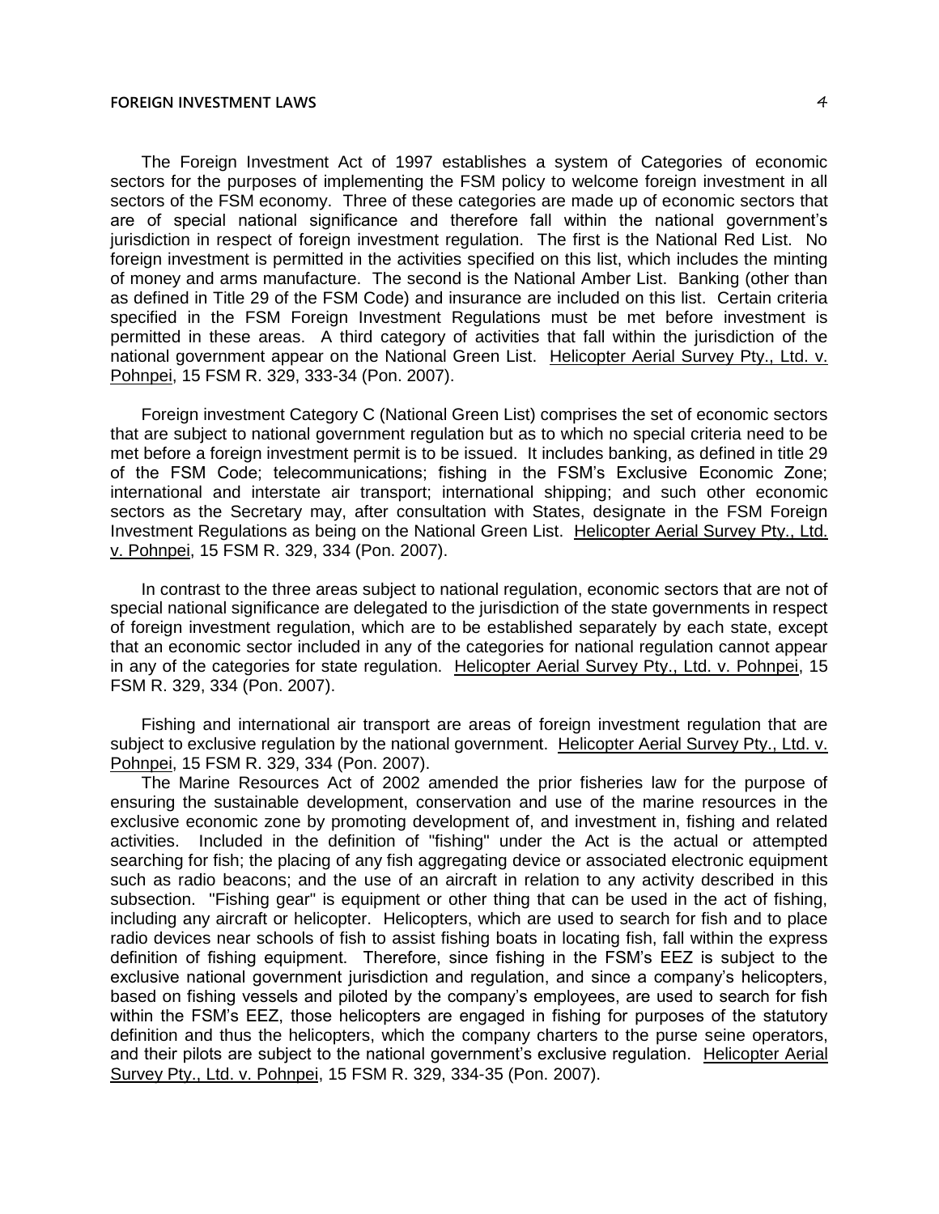The Foreign Investment Act of 1997 establishes a system of Categories of economic sectors for the purposes of implementing the FSM policy to welcome foreign investment in all sectors of the FSM economy. Three of these categories are made up of economic sectors that are of special national significance and therefore fall within the national government's jurisdiction in respect of foreign investment regulation. The first is the National Red List. No foreign investment is permitted in the activities specified on this list, which includes the minting of money and arms manufacture. The second is the National Amber List. Banking (other than as defined in Title 29 of the FSM Code) and insurance are included on this list. Certain criteria specified in the FSM Foreign Investment Regulations must be met before investment is permitted in these areas. A third category of activities that fall within the jurisdiction of the national government appear on the National Green List. Helicopter Aerial Survey Pty., Ltd. v. Pohnpei, 15 FSM R. 329, 333-34 (Pon. 2007).

Foreign investment Category C (National Green List) comprises the set of economic sectors that are subject to national government regulation but as to which no special criteria need to be met before a foreign investment permit is to be issued. It includes banking, as defined in title 29 of the FSM Code; telecommunications; fishing in the FSM's Exclusive Economic Zone; international and interstate air transport; international shipping; and such other economic sectors as the Secretary may, after consultation with States, designate in the FSM Foreign Investment Regulations as being on the National Green List. Helicopter Aerial Survey Pty., Ltd. v. Pohnpei, 15 FSM R. 329, 334 (Pon. 2007).

In contrast to the three areas subject to national regulation, economic sectors that are not of special national significance are delegated to the jurisdiction of the state governments in respect of foreign investment regulation, which are to be established separately by each state, except that an economic sector included in any of the categories for national regulation cannot appear in any of the categories for state regulation. Helicopter Aerial Survey Pty., Ltd. v. Pohnpei, 15 FSM R. 329, 334 (Pon. 2007).

Fishing and international air transport are areas of foreign investment regulation that are subject to exclusive regulation by the national government. Helicopter Aerial Survey Pty., Ltd. v. Pohnpei, 15 FSM R. 329, 334 (Pon. 2007).

The Marine Resources Act of 2002 amended the prior fisheries law for the purpose of ensuring the sustainable development, conservation and use of the marine resources in the exclusive economic zone by promoting development of, and investment in, fishing and related activities. Included in the definition of "fishing" under the Act is the actual or attempted searching for fish; the placing of any fish aggregating device or associated electronic equipment such as radio beacons; and the use of an aircraft in relation to any activity described in this subsection. "Fishing gear" is equipment or other thing that can be used in the act of fishing, including any aircraft or helicopter. Helicopters, which are used to search for fish and to place radio devices near schools of fish to assist fishing boats in locating fish, fall within the express definition of fishing equipment. Therefore, since fishing in the FSM's EEZ is subject to the exclusive national government jurisdiction and regulation, and since a company's helicopters, based on fishing vessels and piloted by the company's employees, are used to search for fish within the FSM's EEZ, those helicopters are engaged in fishing for purposes of the statutory definition and thus the helicopters, which the company charters to the purse seine operators, and their pilots are subject to the national government's exclusive regulation. Helicopter Aerial Survey Pty., Ltd. v. Pohnpei, 15 FSM R. 329, 334-35 (Pon. 2007).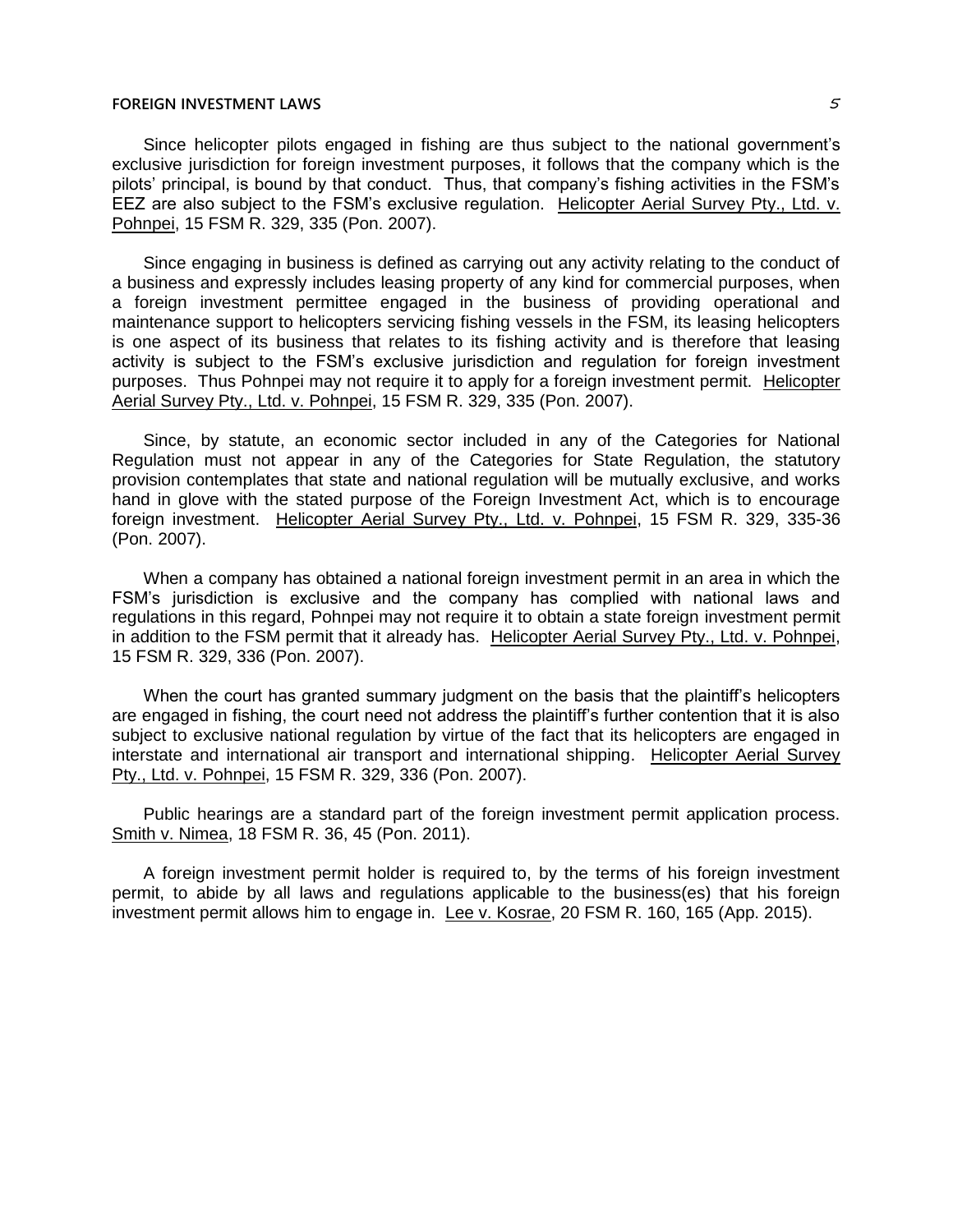Since helicopter pilots engaged in fishing are thus subject to the national government's exclusive jurisdiction for foreign investment purposes, it follows that the company which is the pilots' principal, is bound by that conduct. Thus, that company's fishing activities in the FSM's EEZ are also subject to the FSM's exclusive regulation. Helicopter Aerial Survey Pty., Ltd. v. Pohnpei, 15 FSM R. 329, 335 (Pon. 2007).

Since engaging in business is defined as carrying out any activity relating to the conduct of a business and expressly includes leasing property of any kind for commercial purposes, when a foreign investment permittee engaged in the business of providing operational and maintenance support to helicopters servicing fishing vessels in the FSM, its leasing helicopters is one aspect of its business that relates to its fishing activity and is therefore that leasing activity is subject to the FSM's exclusive jurisdiction and regulation for foreign investment purposes. Thus Pohnpei may not require it to apply for a foreign investment permit. Helicopter Aerial Survey Pty., Ltd. v. Pohnpei, 15 FSM R. 329, 335 (Pon. 2007).

Since, by statute, an economic sector included in any of the Categories for National Regulation must not appear in any of the Categories for State Regulation, the statutory provision contemplates that state and national regulation will be mutually exclusive, and works hand in glove with the stated purpose of the Foreign Investment Act, which is to encourage foreign investment. Helicopter Aerial Survey Pty., Ltd. v. Pohnpei, 15 FSM R. 329, 335-36 (Pon. 2007).

When a company has obtained a national foreign investment permit in an area in which the FSM's jurisdiction is exclusive and the company has complied with national laws and regulations in this regard, Pohnpei may not require it to obtain a state foreign investment permit in addition to the FSM permit that it already has. Helicopter Aerial Survey Pty., Ltd. v. Pohnpei, 15 FSM R. 329, 336 (Pon. 2007).

When the court has granted summary judgment on the basis that the plaintiff's helicopters are engaged in fishing, the court need not address the plaintiff's further contention that it is also subject to exclusive national regulation by virtue of the fact that its helicopters are engaged in interstate and international air transport and international shipping. Helicopter Aerial Survey Pty., Ltd. v. Pohnpei, 15 FSM R. 329, 336 (Pon. 2007).

Public hearings are a standard part of the foreign investment permit application process. Smith v. Nimea, 18 FSM R. 36, 45 (Pon. 2011).

A foreign investment permit holder is required to, by the terms of his foreign investment permit, to abide by all laws and regulations applicable to the business(es) that his foreign investment permit allows him to engage in. Lee v. Kosrae, 20 FSM R. 160, 165 (App. 2015).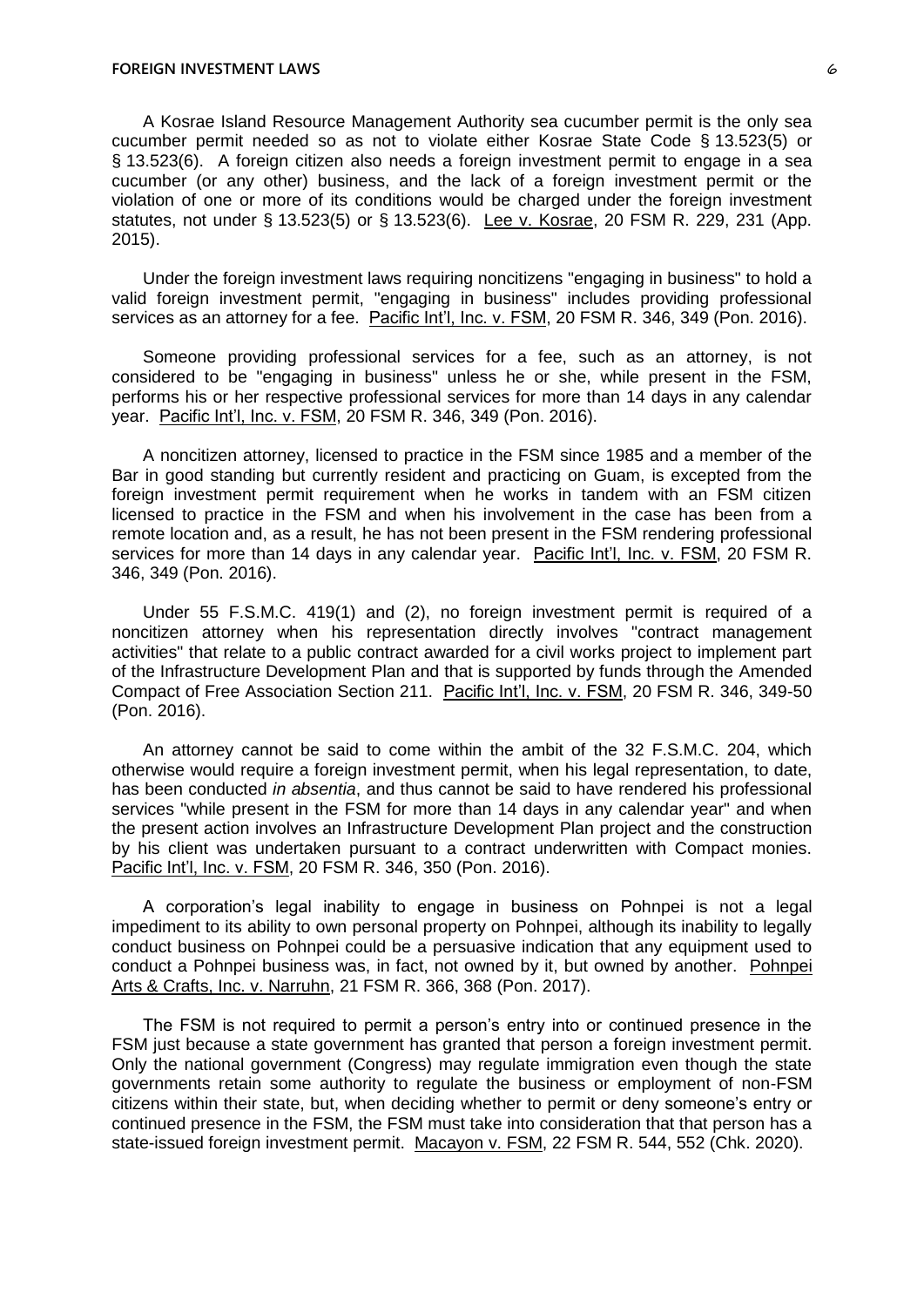A Kosrae Island Resource Management Authority sea cucumber permit is the only sea cucumber permit needed so as not to violate either Kosrae State Code § 13.523(5) or § 13.523(6). A foreign citizen also needs a foreign investment permit to engage in a sea cucumber (or any other) business, and the lack of a foreign investment permit or the violation of one or more of its conditions would be charged under the foreign investment statutes, not under § 13.523(5) or § 13.523(6). Lee v. Kosrae, 20 FSM R. 229, 231 (App. 2015).

Under the foreign investment laws requiring noncitizens "engaging in business" to hold a valid foreign investment permit, "engaging in business" includes providing professional services as an attorney for a fee. Pacific Int'l, Inc. v. FSM, 20 FSM R. 346, 349 (Pon. 2016).

Someone providing professional services for a fee, such as an attorney, is not considered to be "engaging in business" unless he or she, while present in the FSM, performs his or her respective professional services for more than 14 days in any calendar year. Pacific Int'l, Inc. v. FSM, 20 FSM R. 346, 349 (Pon. 2016).

A noncitizen attorney, licensed to practice in the FSM since 1985 and a member of the Bar in good standing but currently resident and practicing on Guam, is excepted from the foreign investment permit requirement when he works in tandem with an FSM citizen licensed to practice in the FSM and when his involvement in the case has been from a remote location and, as a result, he has not been present in the FSM rendering professional services for more than 14 days in any calendar year. Pacific Int'l, Inc. v. FSM, 20 FSM R. 346, 349 (Pon. 2016).

Under 55 F.S.M.C. 419(1) and (2), no foreign investment permit is required of a noncitizen attorney when his representation directly involves "contract management activities" that relate to a public contract awarded for a civil works project to implement part of the Infrastructure Development Plan and that is supported by funds through the Amended Compact of Free Association Section 211. Pacific Int'l, Inc. v. FSM, 20 FSM R. 346, 349-50 (Pon. 2016).

An attorney cannot be said to come within the ambit of the 32 F.S.M.C. 204, which otherwise would require a foreign investment permit, when his legal representation, to date, has been conducted *in absentia*, and thus cannot be said to have rendered his professional services "while present in the FSM for more than 14 days in any calendar year" and when the present action involves an Infrastructure Development Plan project and the construction by his client was undertaken pursuant to a contract underwritten with Compact monies. Pacific Int'l, Inc. v. FSM, 20 FSM R. 346, 350 (Pon. 2016).

A corporation's legal inability to engage in business on Pohnpei is not a legal impediment to its ability to own personal property on Pohnpei, although its inability to legally conduct business on Pohnpei could be a persuasive indication that any equipment used to conduct a Pohnpei business was, in fact, not owned by it, but owned by another. Pohnpei Arts & Crafts, Inc. v. Narruhn, 21 FSM R. 366, 368 (Pon. 2017).

The FSM is not required to permit a person's entry into or continued presence in the FSM just because a state government has granted that person a foreign investment permit. Only the national government (Congress) may regulate immigration even though the state governments retain some authority to regulate the business or employment of non-FSM citizens within their state, but, when deciding whether to permit or deny someone's entry or continued presence in the FSM, the FSM must take into consideration that that person has a state-issued foreign investment permit. Macayon v. FSM, 22 FSM R. 544, 552 (Chk. 2020).